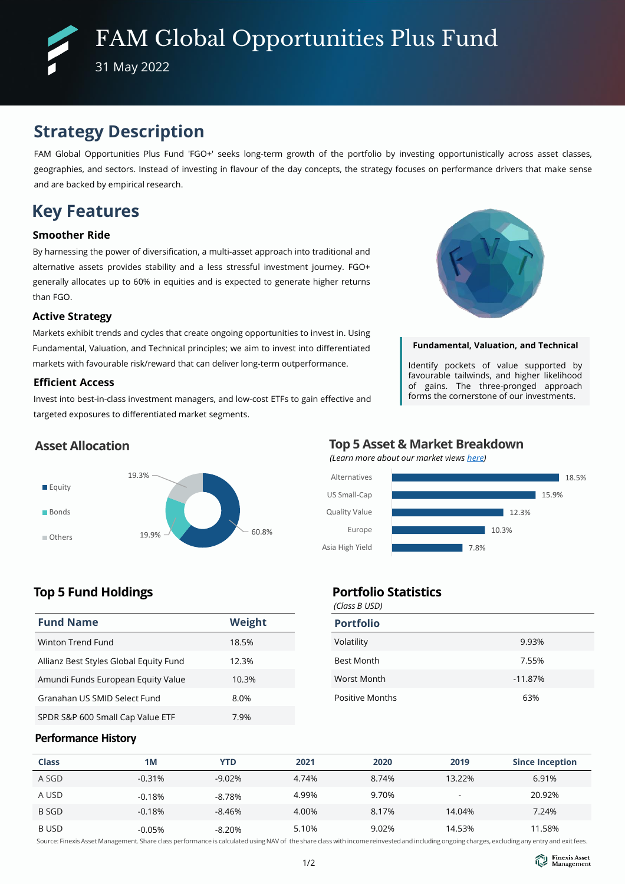# FAM Global Opportunities Plus Fund

31 May 2022

## Strategy Description

FAM Global Opportunities Plus Fund 'FGO+' seeks long-term growth of the portfolio by investing opportunistically across asset classes, geographies, and sectors. Instead of investing in flavour of the day concepts, the strategy focuses on performance drivers that make sense and are backed by empirical research.

## Key Features

### Smoother Ride

By harnessing the power of diversification, a multi-asset approach into traditional and alternative assets provides stability and a less stressful investment journey. FGO+ generally allocates up to 60% in equities and is expected to generate higher returns than FGO.

### Active Strategy

Markets exhibit trends and cycles that create ongoing opportunities to invest in. Using Fundamental, Valuation, and Technical principles; we aim to invest into differentiated markets with favourable risk/reward that can deliver long-term outperformance.

### Efficient Access

Invest into best-in-class investment managers, and low-cost ETFs to gain effective and targeted exposures to differentiated market segments.

**Fundamental, Valuation, and Technical**

Identify pockets of value supported by favourable tailwinds, and higher likelihood of gains. The three-pronged approach forms the cornerstone of our investments.

## Asset Allocation

| Asset | Allocation |
|---|---|
| Equity | 60.8% |
| Bonds | 19.9% |
| Others | 19.3% |

## Top 5 Asset & Market Breakdown

*(Learn more about our market views here)*

| Asset / Market | Weight |
|---|---|
| Alternatives | 18.5% |
| US Small-Cap | 15.9% |
| Quality Value | 12.3% |
| Europe | 10.3% |
| Asia High Yield | 7.8% |

## Top 5 Fund Holdings

| Fund Name | Weight |
|---|---|
| Winton Trend Fund | 18.5% |
| Allianz Best Styles Global Equity Fund | 12.3% |
| Amundi Funds European Equity Value | 10.3% |
| Granahan US SMID Select Fund | 8.0% |
| SPDR S&P 600 Small Cap Value ETF | 7.9% |

## Portfolio Statistics

*(Class B USD)*

| Portfolio | |
|---|---|
| Volatility | 9.93% |
| Best Month | 7.55% |
| Worst Month | -11.87% |
| Positive Months | 63% |

## Performance History

| Class | 1M | YTD | 2021 | 2020 | 2019 | Since Inception |
|---|---|---|---|---|---|---|
| A SGD | -0.31% | -9.02% | 4.74% | 8.74% | 13.22% | 6.91% |
| A USD | -0.18% | -8.78% | 4.99% | 9.70% | - | 20.92% |
| B SGD | -0.18% | -8.46% | 4.00% | 8.17% | 14.04% | 7.24% |
| B USD | -0.05% | -8.20% | 5.10% | 9.02% | 14.53% | 11.58% |

Source: Finexis Asset Management. Share class performance is calculated using NAV of the share class with income reinvested and including ongoing charges, excluding any entry and exit fees.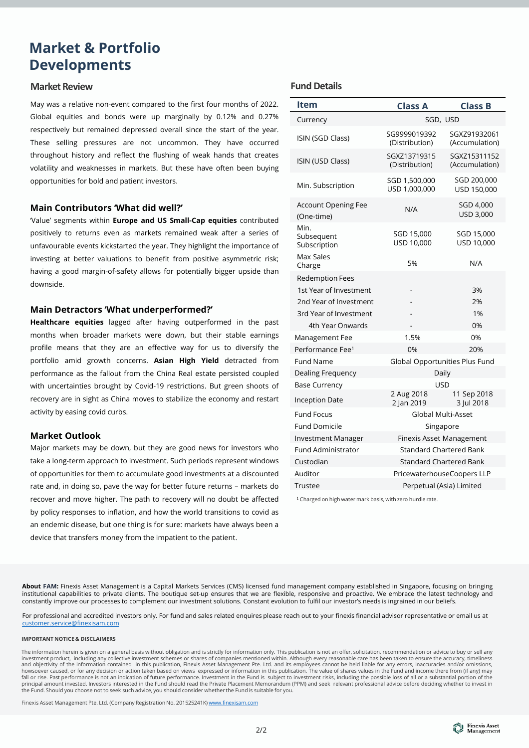# Market & Portfolio Developments

## Market Review

May was a relative non-event compared to the first four months of 2022. Global equities and bonds were up marginally by 0.12% and 0.27% respectively but remained depressed overall since the start of the year. These selling pressures are not uncommon. They have occurred throughout history and reflect the flushing of weak hands that creates volatility and weaknesses in markets. But these have often been buying opportunities for bold and patient investors.

### Main Contributors 'What did well?'

'Value' segments within **Europe and US Small-Cap equities** contributed positively to returns even as markets remained weak after a series of unfavourable events kickstarted the year. They highlight the importance of investing at better valuations to benefit from positive asymmetric risk; having a good margin-of-safety allows for potentially bigger upside than downside.

### Main Detractors 'What underperformed?'

**Healthcare equities** lagged after having outperformed in the past months when broader markets were down, but their stable earnings profile means that they are an effective way for us to diversify the portfolio amid growth concerns. **Asian High Yield** detracted from performance as the fallout from the China Real estate persisted coupled with uncertainties brought by Covid-19 restrictions. But green shoots of recovery are in sight as China moves to stabilize the economy and restart activity by easing covid curbs.

### Market Outlook

Major markets may be down, but they are good news for investors who take a long-term approach to investment. Such periods represent windows of opportunities for them to accumulate good investments at a discounted rate and, in doing so, pave the way for better future returns – markets do recover and move higher. The path to recovery will no doubt be affected by policy responses to inflation, and how the world transitions to covid as an endemic disease, but one thing is for sure: markets have always been a device that transfers money from the impatient to the patient.

## Fund Details

| Item | Class A | Class B |
|---|---|---|
| Currency | SGD, USD | |
| ISIN (SGD Class) | SG9999019392 (Distribution) | SGXZ91932061 (Accumulation) |
| ISIN (USD Class) | SGXZ13719315 (Distribution) | SGXZ15311152 (Accumulation) |
| Min. Subscription | SGD 1,500,000 USD 1,000,000 | SGD 200,000 USD 150,000 |
| Account Opening Fee (One-time) | N/A | SGD 4,000 USD 3,000 |
| Min. Subsequent Subscription | SGD 15,000 USD 10,000 | SGD 15,000 USD 10,000 |
| Max Sales Charge | 5% | N/A |
| Redemption Fees | | |
| 1st Year of Investment | - | 3% |
| 2nd Year of Investment | - | 2% |
| 3rd Year of Investment | - | 1% |
| 4th Year Onwards | - | 0% |
| Management Fee | 1.5% | 0% |
| Performance Fee[1] | 0% | 20% |
| Fund Name | Global Opportunities Plus Fund | |
| Dealing Frequency | Daily | |
| Base Currency | USD | |
| Inception Date | 2 Aug 2018 2 Jan 2019 | 11 Sep 2018 3 Jul 2018 |
| Fund Focus | Global Multi-Asset | |
| Fund Domicile | Singapore | |
| Investment Manager | Finexis Asset Management | |
| Fund Administrator | Standard Chartered Bank | |
| Custodian | Standard Chartered Bank | |
| Auditor | PricewaterhouseCoopers LLP | |
| Trustee | Perpetual (Asia) Limited | |

[1] Charged on high water mark basis, with zero hurdle rate.

**About FAM:** Finexis Asset Management is a Capital Markets Services (CMS) licensed fund management company established in Singapore, focusing on bringing institutional capabilities to private clients. The boutique set-up ensures that we are flexible, responsive and proactive. We embrace the latest technology and constantly improve our processes to complement our investment solutions. Constant evolution to fulfil our investor's needs is ingrained in our beliefs.

For professional and accredited investors only. For fund and sales related enquires please reach out to your finexis financial advisor representative or email us at customer.service@finexisam.com

**IMPORTANT NOTICE & DISCLAIMERS**

The information herein is given on a general basis without obligation and is strictly for information only. This publication is not an offer, solicitation, recommendation or advice to buy or sell any investment product, including any collective investment schemes or shares of companies mentioned within. Although every reasonable care has been taken to ensure the accuracy, timeliness and objectivity of the information contained in this publication, Finexis Asset Management Pte. Ltd. and its employees cannot be held liable for any errors, inaccuracies and/or omissions, howsoever caused, or for any decision or action taken based on views expressed or information in this publication. The value of shares values in the Fund and income there from (if any) may fall or rise. Past performance is not an indication of future performance. Investment in the Fund is subject to investment risks, including the possible loss of all or a substantial portion of the principal amount invested. Investors interested in the Fund should read the Private Placement Memorandum (PPM) and seek relevant professional advice before deciding whether to invest in the Fund. Should you choose not to seek such advice, you should consider whether the Fund is suitable for you.

Finexis Asset Management Pte. Ltd. (Company Registration No. 201525241K) www.finexisam.com